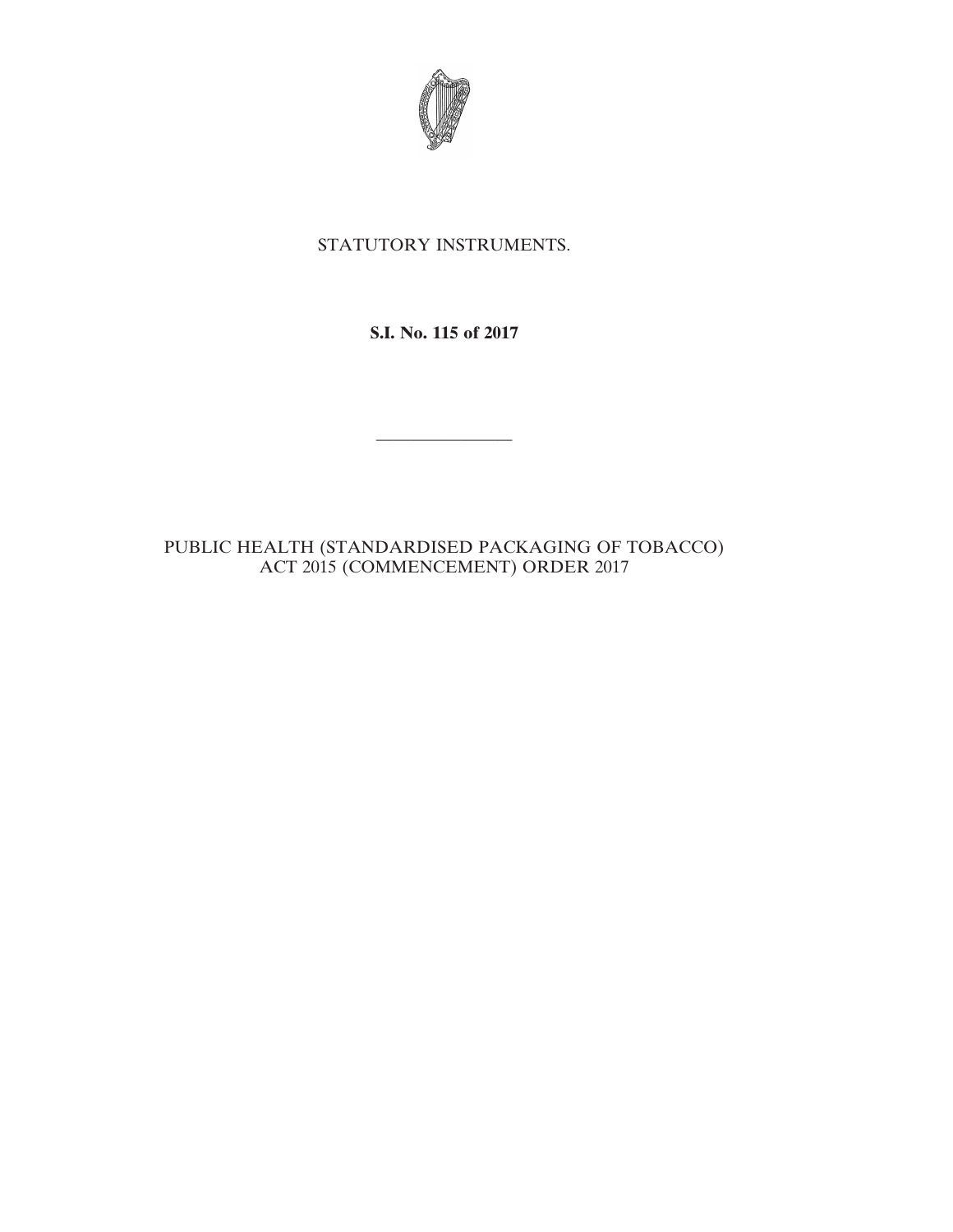STATUTORY INSTRUMENTS.

**S.I. No. 115 of 2017**

---

PUBLIC HEALTH (STANDARDISED PACKAGING OF TOBACCO) ACT 2015 (COMMENCEMENT) ORDER 2017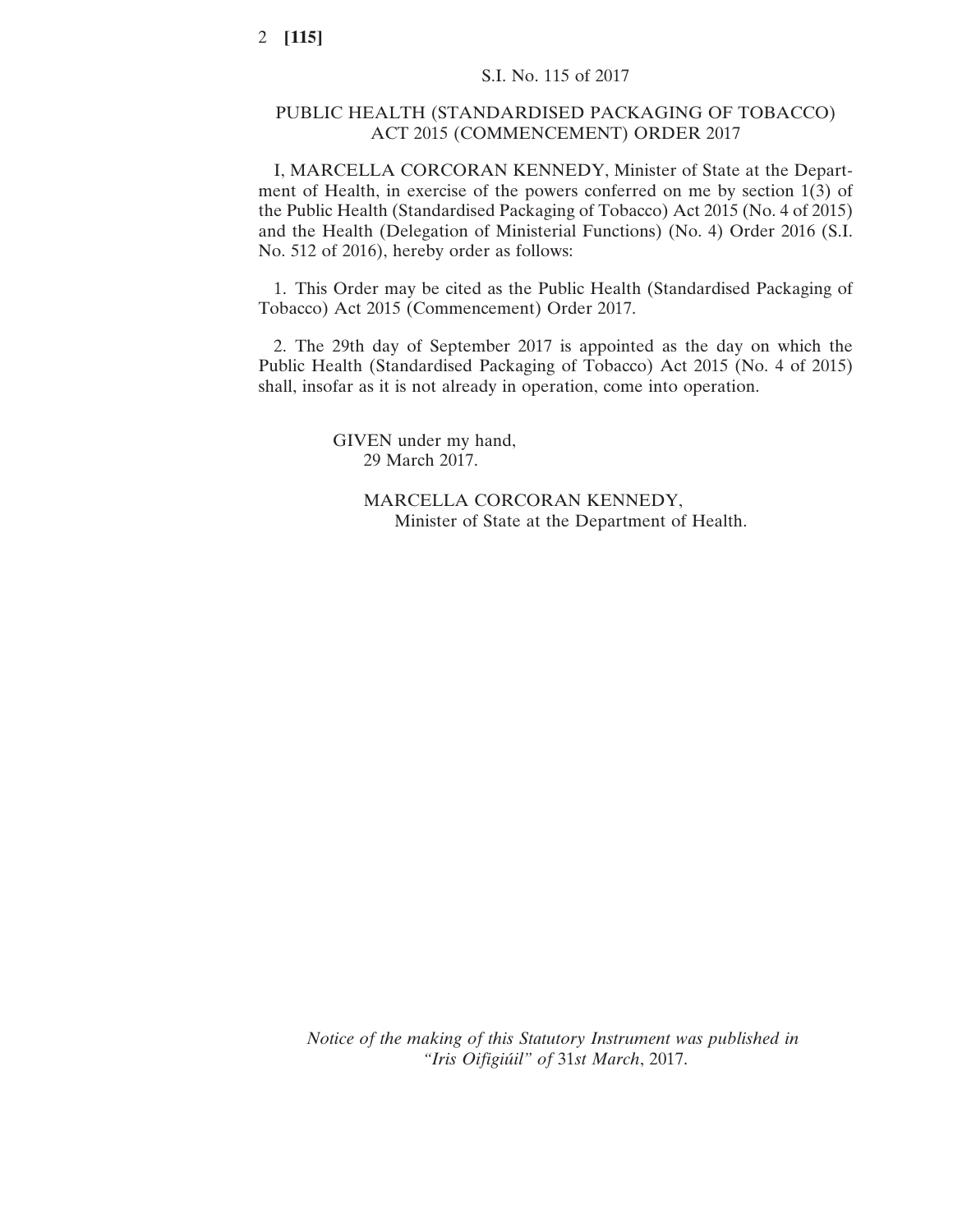S.I. No. 115 of 2017

PUBLIC HEALTH (STANDARDISED PACKAGING OF TOBACCO) ACT 2015 (COMMENCEMENT) ORDER 2017

I, MARCELLA CORCORAN KENNEDY, Minister of State at the Department of Health, in exercise of the powers conferred on me by section 1(3) of the Public Health (Standardised Packaging of Tobacco) Act 2015 (No. 4 of 2015) and the Health (Delegation of Ministerial Functions) (No. 4) Order 2016 (S.I. No. 512 of 2016), hereby order as follows:

1. This Order may be cited as the Public Health (Standardised Packaging of Tobacco) Act 2015 (Commencement) Order 2017.

2. The 29th day of September 2017 is appointed as the day on which the Public Health (Standardised Packaging of Tobacco) Act 2015 (No. 4 of 2015) shall, insofar as it is not already in operation, come into operation.

GIVEN under my hand,
29 March 2017.

MARCELLA CORCORAN KENNEDY,
Minister of State at the Department of Health.

*Notice of the making of this Statutory Instrument was published in "Iris Oifigiúil" of* 31*st March*, 2017.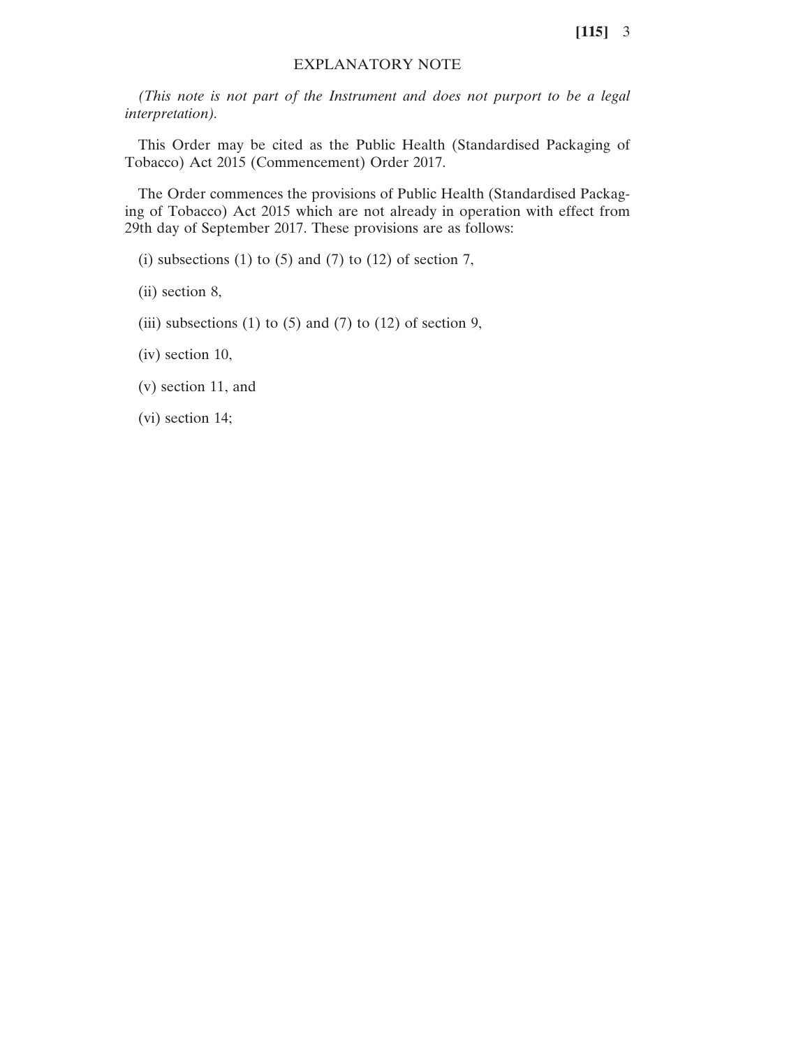## EXPLANATORY NOTE

*(This note is not part of the Instrument and does not purport to be a legal interpretation).*

This Order may be cited as the Public Health (Standardised Packaging of Tobacco) Act 2015 (Commencement) Order 2017.

The Order commences the provisions of Public Health (Standardised Packaging of Tobacco) Act 2015 which are not already in operation with effect from 29th day of September 2017. These provisions are as follows:

(i) subsections (1) to (5) and (7) to (12) of section 7,

(ii) section 8,

(iii) subsections (1) to (5) and (7) to (12) of section 9,

(iv) section 10,

(v) section 11, and

(vi) section 14;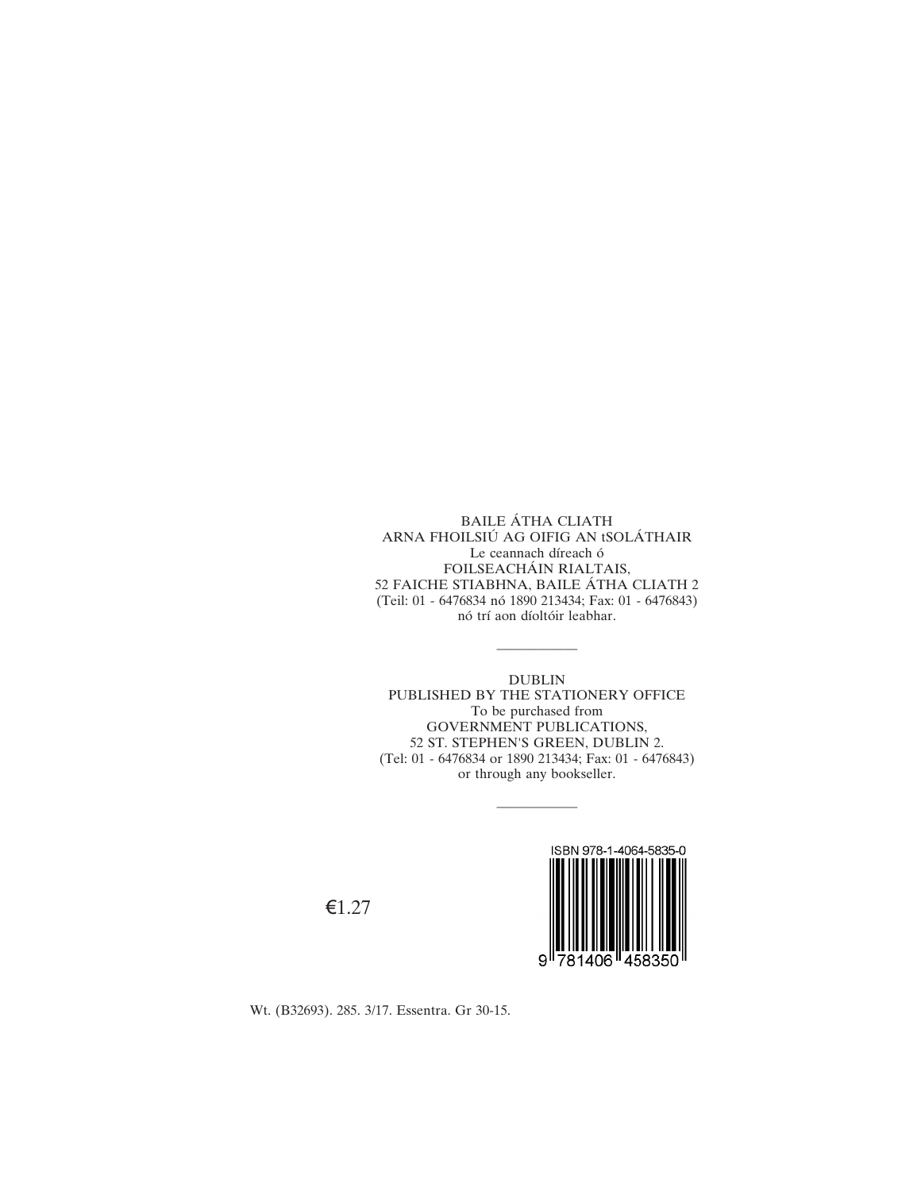BAILE ÁTHA CLIATH
ARNA FHOILSIÚ AG OIFIG AN tSOLÁTHAIR
Le ceannach díreach ó
FOILSEACHÁIN RIALTAIS,
52 FAICHE STIABHNA, BAILE ÁTHA CLIATH 2
(Teil: 01 - 6476834 nó 1890 213434; Fax: 01 - 6476843)
nó trí aon díoltóir leabhar.

---

DUBLIN
PUBLISHED BY THE STATIONERY OFFICE
To be purchased from
GOVERNMENT PUBLICATIONS,
52 ST. STEPHEN'S GREEN, DUBLIN 2.
(Tel: 01 - 6476834 or 1890 213434; Fax: 01 - 6476843)
or through any bookseller.

---

ISBN 978-1-4064-5835-0

9 781406 458350

€1.27

Wt. (B32693). 285. 3/17. Essentra. Gr 30-15.